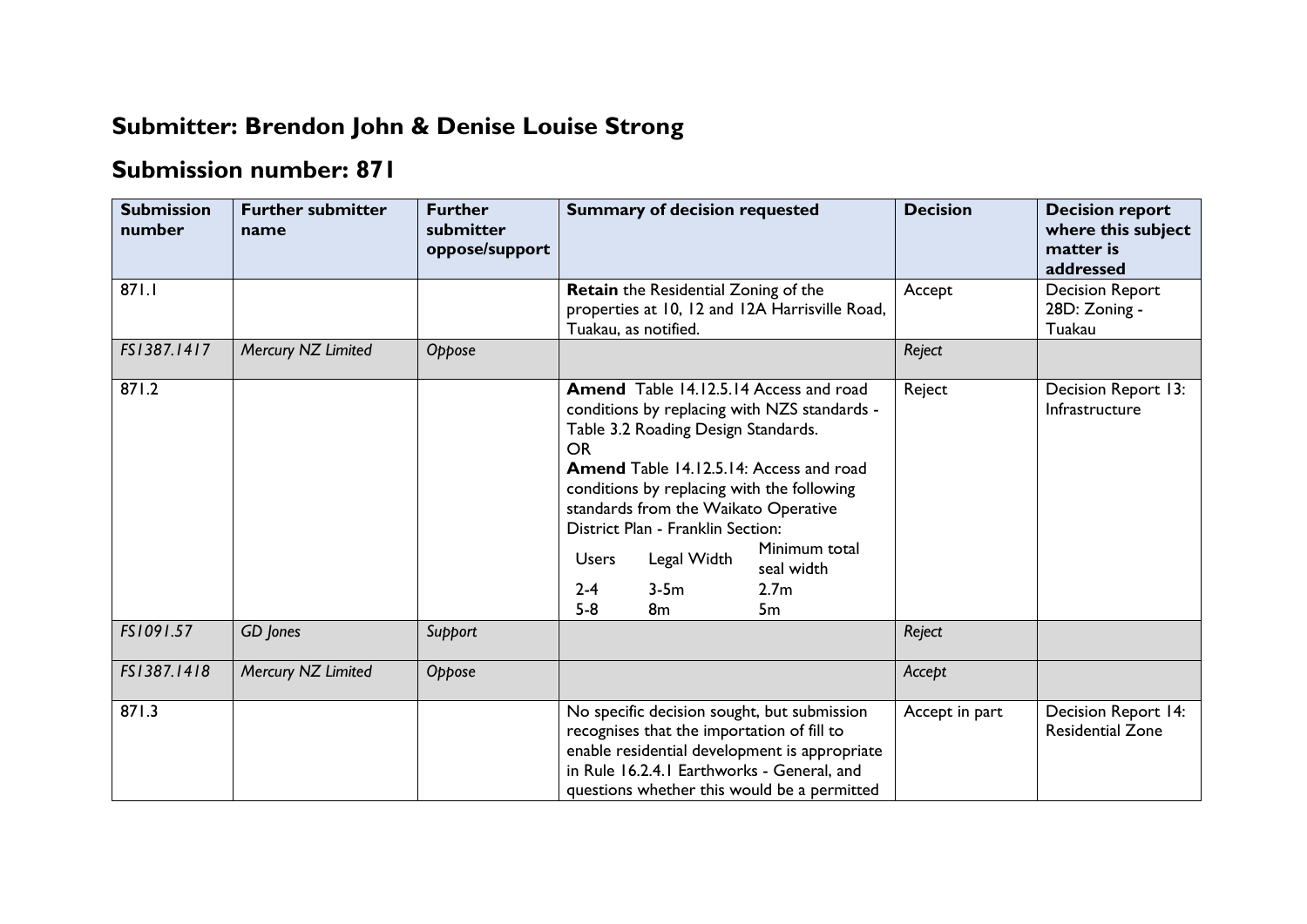# Submitter: Brendon John & Denise Louise Strong

## Submission number: 871

| Submission number | Further submitter name | Further submitter oppose/support | Summary of decision requested | Decision | Decision report where this subject matter is addressed |
|---|---|---|---|---|---|
| 871.1 | | | **Retain** the Residential Zoning of the properties at 10, 12 and 12A Harrisville Road, Tuakau, as notified. | Accept | Decision Report 28D: Zoning - Tuakau |
| *FS1387.1417* | *Mercury NZ Limited* | *Oppose* | | *Reject* | |
| 871.2 | | | **Amend** Table 14.12.5.14 Access and road conditions by replacing with NZS standards - Table 3.2 Roading Design Standards. OR **Amend** Table 14.12.5.14: Access and road conditions by replacing with the following standards from the Waikato Operative District Plan - Franklin Section: Users / Legal Width / Minimum total seal width; 2-4 / 3-5m / 2.7m; 5-8 / 8m / 5m | Reject | Decision Report 13: Infrastructure |
| *FS1091.57* | *GD Jones* | *Support* | | *Reject* | |
| *FS1387.1418* | *Mercury NZ Limited* | *Oppose* | | *Accept* | |
| 871.3 | | | No specific decision sought, but submission recognises that the importation of fill to enable residential development is appropriate in Rule 16.2.4.1 Earthworks - General, and questions whether this would be a permitted | Accept in part | Decision Report 14: Residential Zone |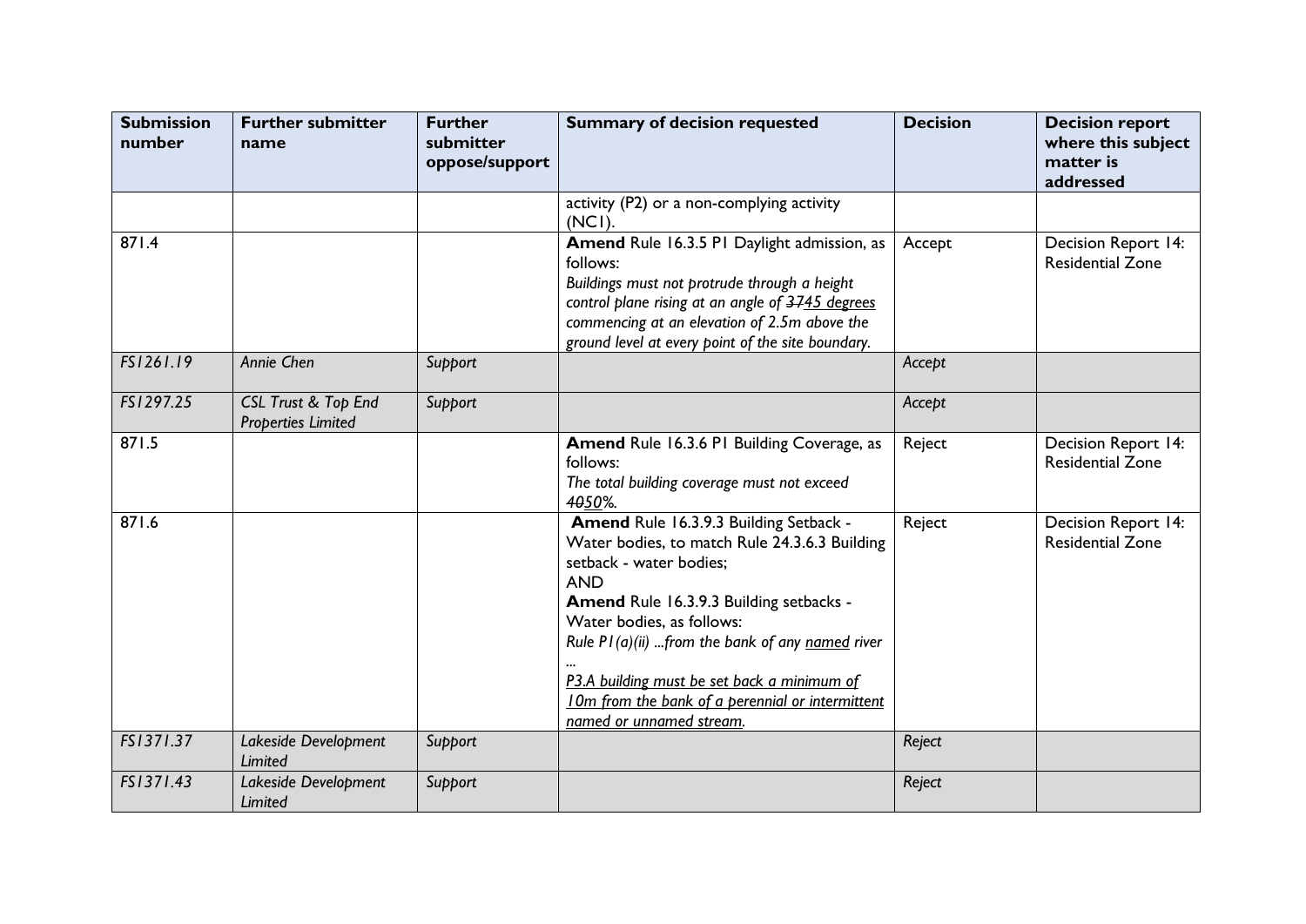| Submission number | Further submitter name | Further submitter oppose/support | Summary of decision requested | Decision | Decision report where this subject matter is addressed |
|---|---|---|---|---|---|
| | | | activity (P2) or a non-complying activity (NC1). | | |
| 871.4 | | | **Amend** Rule 16.3.5 P1 Daylight admission, as follows: *Buildings must not protrude through a height control plane rising at an angle of ~~37~~45 degrees commencing at an elevation of 2.5m above the ground level at every point of the site boundary.* | Accept | Decision Report 14: Residential Zone |
| *FS1261.19* | *Annie Chen* | *Support* | | *Accept* | |
| *FS1297.25* | *CSL Trust & Top End Properties Limited* | *Support* | | *Accept* | |
| 871.5 | | | **Amend** Rule 16.3.6 P1 Building Coverage, as follows: *The total building coverage must not exceed ~~40~~50%.* | Reject | Decision Report 14: Residential Zone |
| 871.6 | | | **Amend** Rule 16.3.9.3 Building Setback - Water bodies, to match Rule 24.3.6.3 Building setback - water bodies; AND **Amend** Rule 16.3.9.3 Building setbacks - Water bodies, as follows: *Rule P1(a)(ii) ...from the bank of any named river ...* *P3.A building must be set back a minimum of 10m from the bank of a perennial or intermittent named or unnamed stream.* | Reject | Decision Report 14: Residential Zone |
| *FS1371.37* | *Lakeside Development Limited* | *Support* | | *Reject* | |
| *FS1371.43* | *Lakeside Development Limited* | *Support* | | *Reject* | |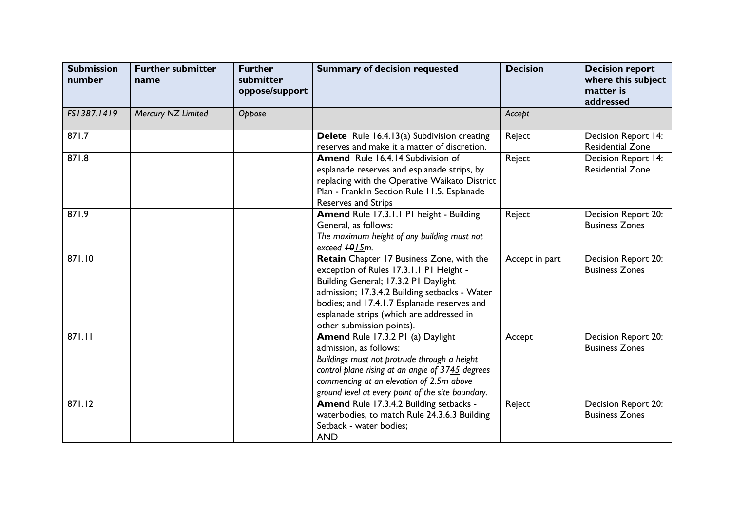| Submission number | Further submitter name | Further submitter oppose/support | Summary of decision requested | Decision | Decision report where this subject matter is addressed |
|---|---|---|---|---|---|
| *FS1387.1419* | *Mercury NZ Limited* | *Oppose* | | *Accept* | |
| 871.7 | | | **Delete** Rule 16.4.13(a) Subdivision creating reserves and make it a matter of discretion. | Reject | Decision Report 14: Residential Zone |
| 871.8 | | | **Amend** Rule 16.4.14 Subdivision of esplanade reserves and esplanade strips, by replacing with the Operative Waikato District Plan - Franklin Section Rule 11.5. Esplanade Reserves and Strips | Reject | Decision Report 14: Residential Zone |
| 871.9 | | | **Amend** Rule 17.3.1.1 P1 height - Building General, as follows: *The maximum height of any building must not exceed ~~10~~15m.* | Reject | Decision Report 20: Business Zones |
| 871.10 | | | **Retain** Chapter 17 Business Zone, with the exception of Rules 17.3.1.1 P1 Height - Building General; 17.3.2 P1 Daylight admission; 17.3.4.2 Building setbacks - Water bodies; and 17.4.1.7 Esplanade reserves and esplanade strips (which are addressed in other submission points). | Accept in part | Decision Report 20: Business Zones |
| 871.11 | | | **Amend** Rule 17.3.2 P1 (a) Daylight admission, as follows: *Buildings must not protrude through a height control plane rising at an angle of ~~37~~45 degrees commencing at an elevation of 2.5m above ground level at every point of the site boundary.* | Accept | Decision Report 20: Business Zones |
| 871.12 | | | **Amend** Rule 17.3.4.2 Building setbacks - waterbodies, to match Rule 24.3.6.3 Building Setback - water bodies; **AND** | Reject | Decision Report 20: Business Zones |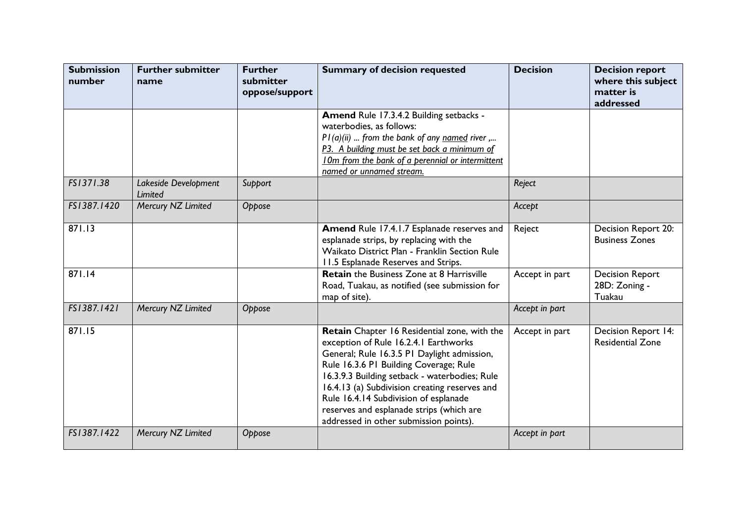| Submission number | Further submitter name | Further submitter oppose/support | Summary of decision requested | Decision | Decision report where this subject matter is addressed |
|---|---|---|---|---|---|
| | | | **Amend** Rule 17.3.4.2 Building setbacks - waterbodies, as follows:<br>*P1(a)(ii) ... from the bank of any <u>named</u> river ,...*<br>*<u>P3. A building must be set back a minimum of 10m from the bank of a perennial or intermittent named or unnamed stream.</u>* | | |
| *FS1371.38* | *Lakeside Development Limited* | *Support* | | *Reject* | |
| *FS1387.1420* | *Mercury NZ Limited* | *Oppose* | | *Accept* | |
| 871.13 | | | **Amend** Rule 17.4.1.7 Esplanade reserves and esplanade strips, by replacing with the Waikato District Plan - Franklin Section Rule 11.5 Esplanade Reserves and Strips. | Reject | Decision Report 20: Business Zones |
| 871.14 | | | **Retain** the Business Zone at 8 Harrisville Road, Tuakau, as notified (see submission for map of site). | Accept in part | Decision Report 28D: Zoning - Tuakau |
| *FS1387.1421* | *Mercury NZ Limited* | *Oppose* | | *Accept in part* | |
| 871.15 | | | **Retain** Chapter 16 Residential zone, with the exception of Rule 16.2.4.1 Earthworks General; Rule 16.3.5 P1 Daylight admission, Rule 16.3.6 P1 Building Coverage; Rule 16.3.9.3 Building setback - waterbodies; Rule 16.4.13 (a) Subdivision creating reserves and Rule 16.4.14 Subdivision of esplanade reserves and esplanade strips (which are addressed in other submission points). | Accept in part | Decision Report 14: Residential Zone |
| *FS1387.1422* | *Mercury NZ Limited* | *Oppose* | | *Accept in part* | |